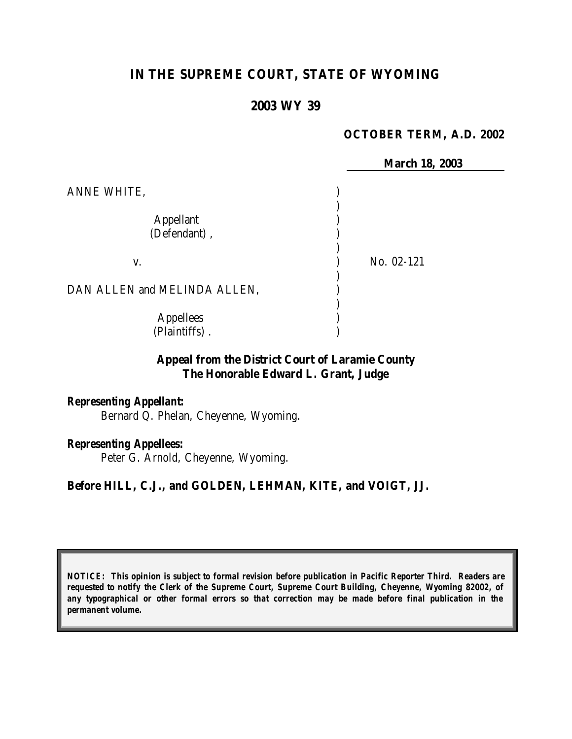# IN THE SUPREME COURT, STATE OF WYOMING

## 2003 WY 39

**OCTOBER TERM, A.D. 2002**

**March 18, 2003**

ANNE WHITE,

Appellant
(Defendant),

v. No. 02-121

DAN ALLEN and MELINDA ALLEN,

Appellees
(Plaintiffs).

**Appeal from the District Court of Laramie County**
**The Honorable Edward L. Grant, Judge**

***Representing Appellant:***
Bernard Q. Phelan, Cheyenne, Wyoming.

***Representing Appellees:***
Peter G. Arnold, Cheyenne, Wyoming.

**Before HILL, C.J., and GOLDEN, LEHMAN, KITE, and VOIGT, JJ.**

***NOTICE: This opinion is subject to formal revision before publication in Pacific Reporter Third. Readers are requested to notify the Clerk of the Supreme Court, Supreme Court Building, Cheyenne, Wyoming 82002, of any typographical or other formal errors so that correction may be made before final publication in the permanent volume.***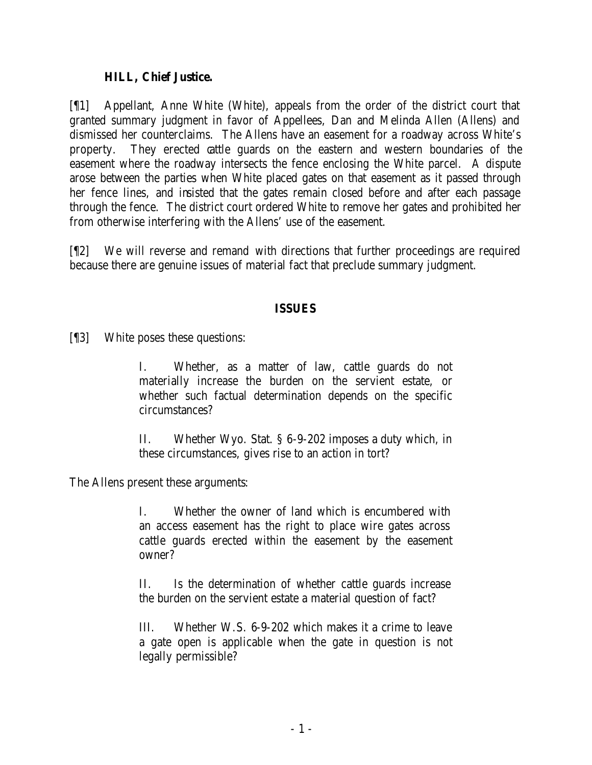**HILL, Chief Justice.**

[¶1] Appellant, Anne White (White), appeals from the order of the district court that granted summary judgment in favor of Appellees, Dan and Melinda Allen (Allens) and dismissed her counterclaims. The Allens have an easement for a roadway across White's property. They erected cattle guards on the eastern and western boundaries of the easement where the roadway intersects the fence enclosing the White parcel. A dispute arose between the parties when White placed gates on that easement as it passed through her fence lines, and insisted that the gates remain closed before and after each passage through the fence. The district court ordered White to remove her gates and prohibited her from otherwise interfering with the Allens' use of the easement.

[¶2] We will reverse and remand with directions that further proceedings are required because there are genuine issues of material fact that preclude summary judgment.

## ISSUES

[¶3] White poses these questions:

> I. Whether, as a matter of law, cattle guards do not materially increase the burden on the servient estate, or whether such factual determination depends on the specific circumstances?
>
> II. Whether Wyo. Stat. § 6-9-202 imposes a duty which, in these circumstances, gives rise to an action in tort?

The Allens present these arguments:

> I. Whether the owner of land which is encumbered with an access easement has the right to place wire gates across cattle guards erected within the easement by the easement owner?
>
> II. Is the determination of whether cattle guards increase the burden on the servient estate a material question of fact?
>
> III. Whether W.S. 6-9-202 which makes it a crime to leave a gate open is applicable when the gate in question is not legally permissible?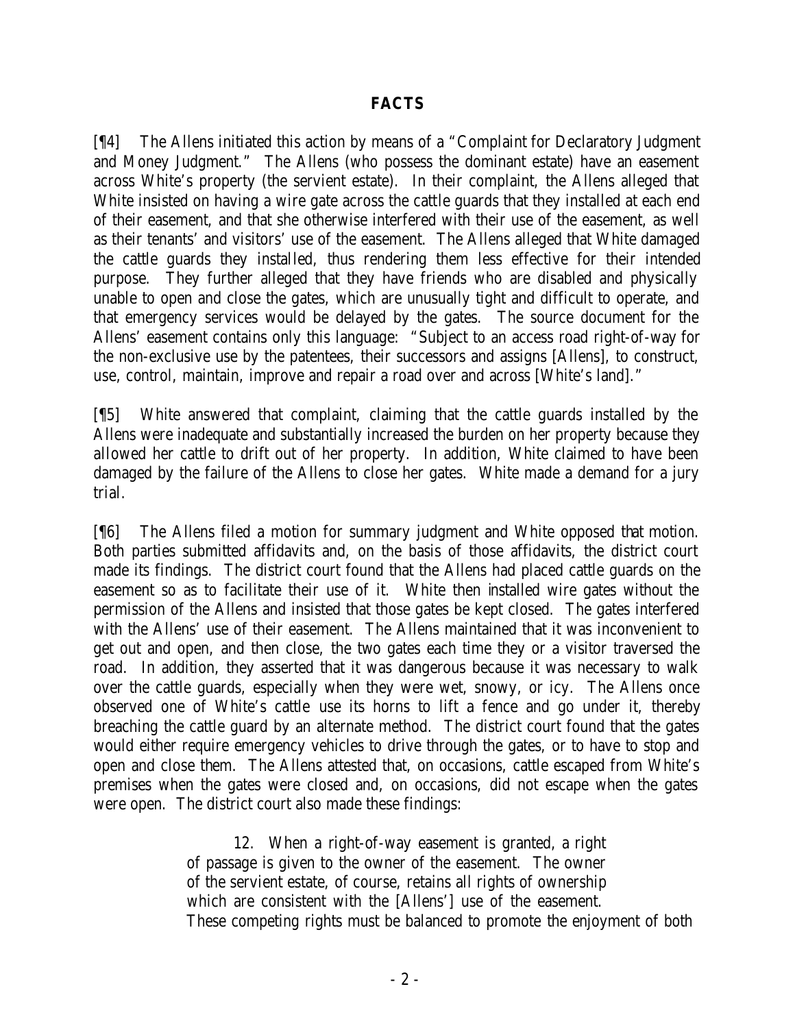## FACTS

[¶4] The Allens initiated this action by means of a "Complaint for Declaratory Judgment and Money Judgment." The Allens (who possess the dominant estate) have an easement across White's property (the servient estate). In their complaint, the Allens alleged that White insisted on having a wire gate across the cattle guards that they installed at each end of their easement, and that she otherwise interfered with their use of the easement, as well as their tenants' and visitors' use of the easement. The Allens alleged that White damaged the cattle guards they installed, thus rendering them less effective for their intended purpose. They further alleged that they have friends who are disabled and physically unable to open and close the gates, which are unusually tight and difficult to operate, and that emergency services would be delayed by the gates. The source document for the Allens' easement contains only this language: "Subject to an access road right-of-way for the non-exclusive use by the patentees, their successors and assigns [Allens], to construct, use, control, maintain, improve and repair a road over and across [White's land]."

[¶5] White answered that complaint, claiming that the cattle guards installed by the Allens were inadequate and substantially increased the burden on her property because they allowed her cattle to drift out of her property. In addition, White claimed to have been damaged by the failure of the Allens to close her gates. White made a demand for a jury trial.

[¶6] The Allens filed a motion for summary judgment and White opposed that motion. Both parties submitted affidavits and, on the basis of those affidavits, the district court made its findings. The district court found that the Allens had placed cattle guards on the easement so as to facilitate their use of it. White then installed wire gates without the permission of the Allens and insisted that those gates be kept closed. The gates interfered with the Allens' use of their easement. The Allens maintained that it was inconvenient to get out and open, and then close, the two gates each time they or a visitor traversed the road. In addition, they asserted that it was dangerous because it was necessary to walk over the cattle guards, especially when they were wet, snowy, or icy. The Allens once observed one of White's cattle use its horns to lift a fence and go under it, thereby breaching the cattle guard by an alternate method. The district court found that the gates would either require emergency vehicles to drive through the gates, or to have to stop and open and close them. The Allens attested that, on occasions, cattle escaped from White's premises when the gates were closed and, on occasions, did not escape when the gates were open. The district court also made these findings:

> 12. When a right-of-way easement is granted, a right of passage is given to the owner of the easement. The owner of the servient estate, of course, retains all rights of ownership which are consistent with the [Allens'] use of the easement. These competing rights must be balanced to promote the enjoyment of both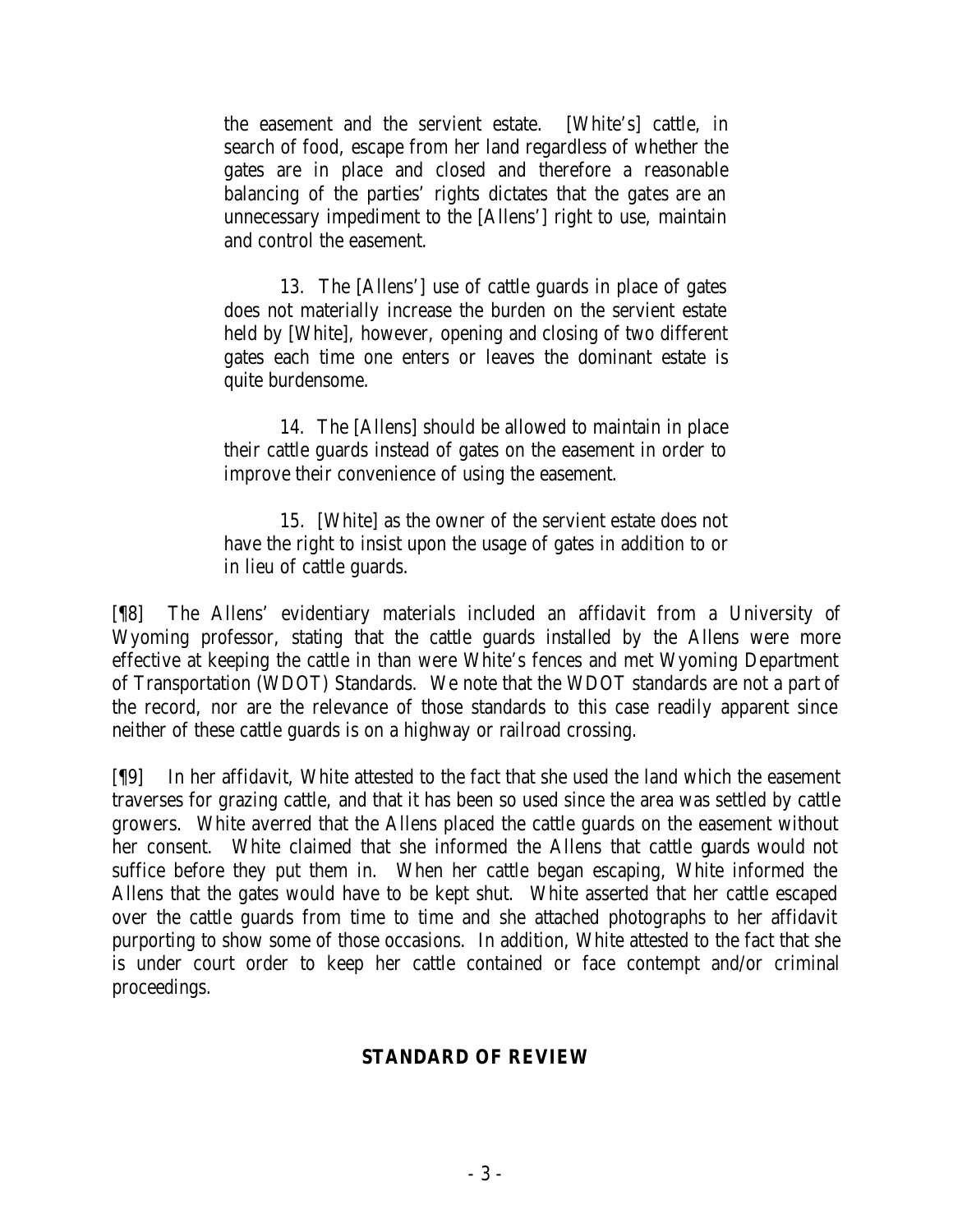> the easement and the servient estate. [White's] cattle, in search of food, escape from her land regardless of whether the gates are in place and closed and therefore a reasonable balancing of the parties' rights dictates that the gates are an unnecessary impediment to the [Allens'] right to use, maintain and control the easement.
>
> 13. The [Allens'] use of cattle guards in place of gates does not materially increase the burden on the servient estate held by [White], however, opening and closing of two different gates each time one enters or leaves the dominant estate is quite burdensome.
>
> 14. The [Allens] should be allowed to maintain in place their cattle guards instead of gates on the easement in order to improve their convenience of using the easement.
>
> 15. [White] as the owner of the servient estate does not have the right to insist upon the usage of gates in addition to or in lieu of cattle guards.

[¶8] The Allens' evidentiary materials included an affidavit from a University of Wyoming professor, stating that the cattle guards installed by the Allens were more effective at keeping the cattle in than were White's fences and met Wyoming Department of Transportation (WDOT) Standards. We note that the WDOT standards are not a part of the record, nor are the relevance of those standards to this case readily apparent since neither of these cattle guards is on a highway or railroad crossing.

[¶9] In her affidavit, White attested to the fact that she used the land which the easement traverses for grazing cattle, and that it has been so used since the area was settled by cattle growers. White averred that the Allens placed the cattle guards on the easement without her consent. White claimed that she informed the Allens that cattle guards would not suffice before they put them in. When her cattle began escaping, White informed the Allens that the gates would have to be kept shut. White asserted that her cattle escaped over the cattle guards from time to time and she attached photographs to her affidavit purporting to show some of those occasions. In addition, White attested to the fact that she is under court order to keep her cattle contained or face contempt and/or criminal proceedings.

## STANDARD OF REVIEW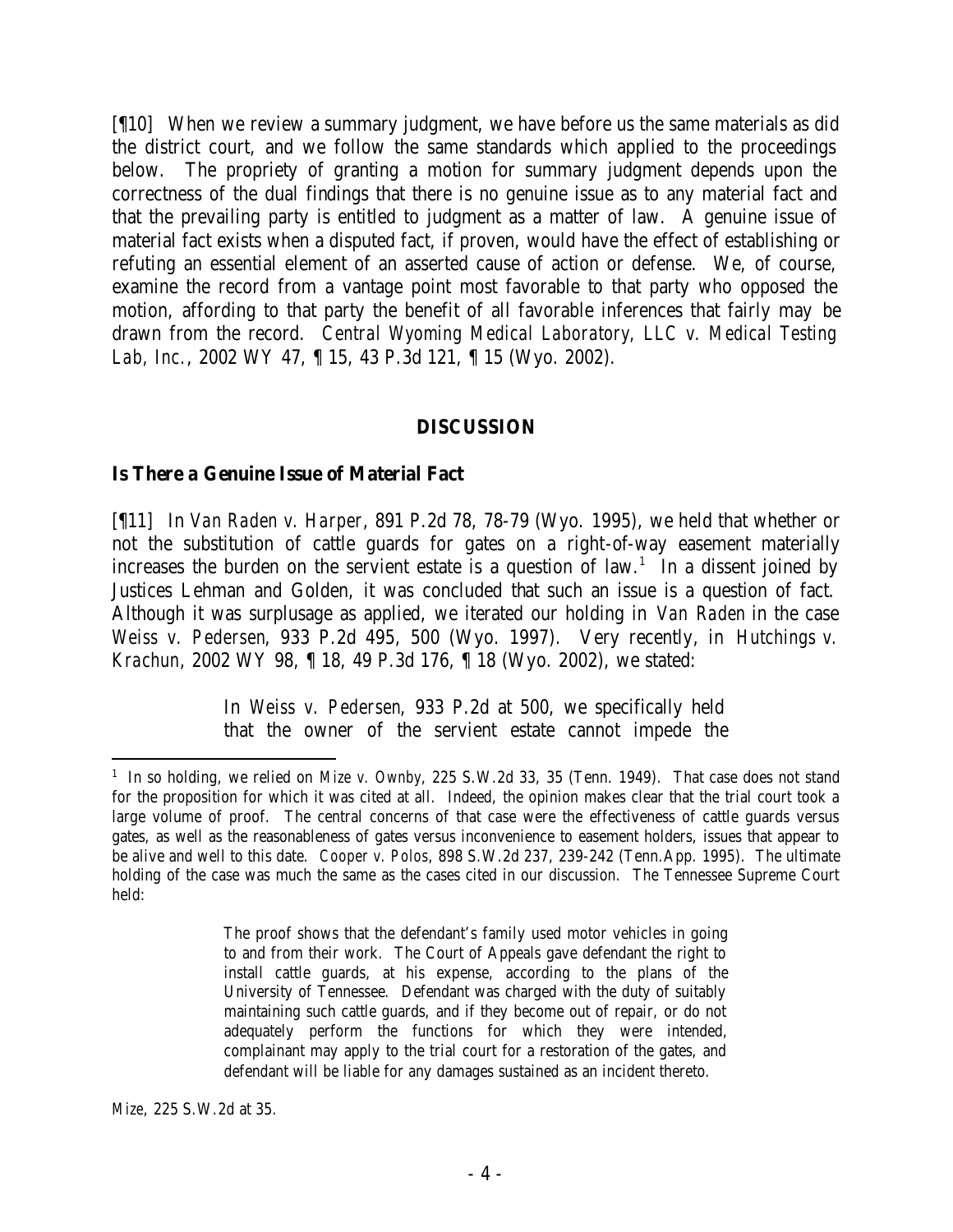[¶10] When we review a summary judgment, we have before us the same materials as did the district court, and we follow the same standards which applied to the proceedings below. The propriety of granting a motion for summary judgment depends upon the correctness of the dual findings that there is no genuine issue as to any material fact and that the prevailing party is entitled to judgment as a matter of law. A genuine issue of material fact exists when a disputed fact, if proven, would have the effect of establishing or refuting an essential element of an asserted cause of action or defense. We, of course, examine the record from a vantage point most favorable to that party who opposed the motion, affording to that party the benefit of all favorable inferences that fairly may be drawn from the record. *Central Wyoming Medical Laboratory, LLC v. Medical Testing Lab, Inc.*, 2002 WY 47, ¶ 15, 43 P.3d 121, ¶ 15 (Wyo. 2002).

## DISCUSSION

### Is There a Genuine Issue of Material Fact

[¶11] In *Van Raden v. Harper*, 891 P.2d 78, 78-79 (Wyo. 1995), we held that whether or not the substitution of cattle guards for gates on a right-of-way easement materially increases the burden on the servient estate is a question of law.[1] In a dissent joined by Justices Lehman and Golden, it was concluded that such an issue is a question of fact. Although it was surplusage as applied, we iterated our holding in *Van Raden* in the case *Weiss v. Pedersen*, 933 P.2d 495, 500 (Wyo. 1997). Very recently, in *Hutchings v. Krachun*, 2002 WY 98, ¶ 18, 49 P.3d 176, ¶ 18 (Wyo. 2002), we stated:

> In *Weiss v. Pedersen*, 933 P.2d at 500, we specifically held that the owner of the servient estate cannot impede the

---

[1] In so holding, we relied on *Mize v. Ownby*, 225 S.W.2d 33, 35 (Tenn. 1949). That case does not stand for the proposition for which it was cited at all. Indeed, the opinion makes clear that the trial court took a large volume of proof. The central concerns of that case were the effectiveness of cattle guards versus gates, as well as the reasonableness of gates versus inconvenience to easement holders, issues that appear to be alive and well to this date. *Cooper v. Polos*, 898 S.W.2d 237, 239-242 (Tenn.App. 1995). The ultimate holding of the case was much the same as the cases cited in our discussion. The Tennessee Supreme Court held:

> The proof shows that the defendant's family used motor vehicles in going to and from their work. The Court of Appeals gave defendant the right to install cattle guards, at his expense, according to the plans of the University of Tennessee. Defendant was charged with the duty of suitably maintaining such cattle guards, and if they become out of repair, or do not adequately perform the functions for which they were intended, complainant may apply to the trial court for a restoration of the gates, and defendant will be liable for any damages sustained as an incident thereto.

*Mize*, 225 S.W.2d at 35.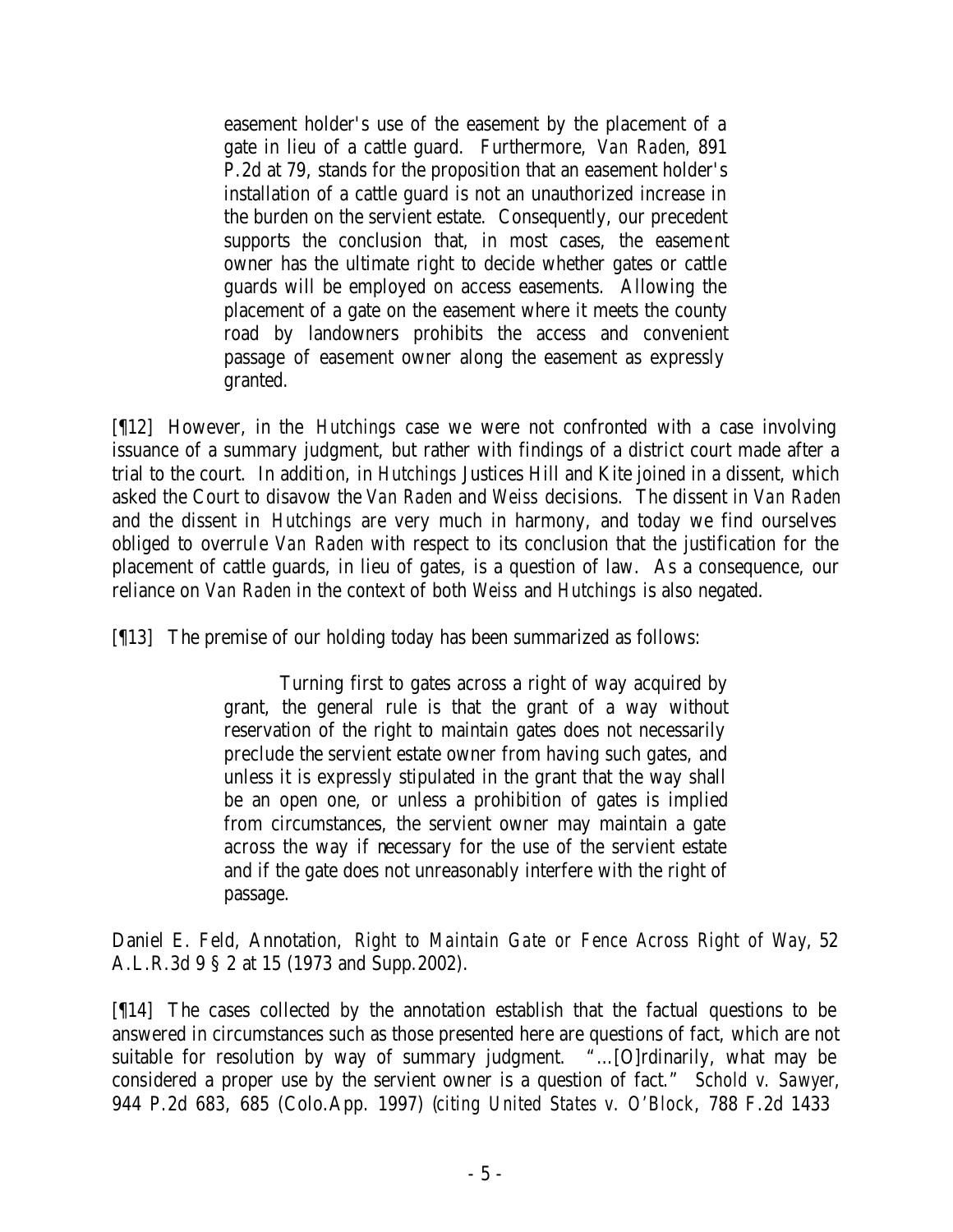> easement holder's use of the easement by the placement of a gate in lieu of a cattle guard. Furthermore, *Van Raden*, 891 P.2d at 79, stands for the proposition that an easement holder's installation of a cattle guard is not an unauthorized increase in the burden on the servient estate. Consequently, our precedent supports the conclusion that, in most cases, the easement owner has the ultimate right to decide whether gates or cattle guards will be employed on access easements. Allowing the placement of a gate on the easement where it meets the county road by landowners prohibits the access and convenient passage of easement owner along the easement as expressly granted.

[¶12] However, in the *Hutchings* case we were not confronted with a case involving issuance of a summary judgment, but rather with findings of a district court made after a trial to the court. In addition, in *Hutchings* Justices Hill and Kite joined in a dissent, which asked the Court to disavow the *Van Raden* and *Weiss* decisions. The dissent in *Van Raden* and the dissent in *Hutchings* are very much in harmony, and today we find ourselves obliged to overrule *Van Raden* with respect to its conclusion that the justification for the placement of cattle guards, in lieu of gates, is a question of law. As a consequence, our reliance on *Van Raden* in the context of both *Weiss* and *Hutchings* is also negated.

[¶13] The premise of our holding today has been summarized as follows:

> Turning first to gates across a right of way acquired by grant, the general rule is that the grant of a way without reservation of the right to maintain gates does not necessarily preclude the servient estate owner from having such gates, and unless it is expressly stipulated in the grant that the way shall be an open one, or unless a prohibition of gates is implied from circumstances, the servient owner may maintain a gate across the way if necessary for the use of the servient estate and if the gate does not unreasonably interfere with the right of passage.

Daniel E. Feld, Annotation, *Right to Maintain Gate or Fence Across Right of Way*, 52 A.L.R.3d 9 § 2 at 15 (1973 and Supp.2002).

[¶14] The cases collected by the annotation establish that the factual questions to be answered in circumstances such as those presented here are questions of fact, which are not suitable for resolution by way of summary judgment. "…[O]rdinarily, what may be considered a proper use by the servient owner is a question of fact." *Schold v. Sawyer*, 944 P.2d 683, 685 (Colo.App. 1997) (*citing United States v. O'Block*, 788 F.2d 1433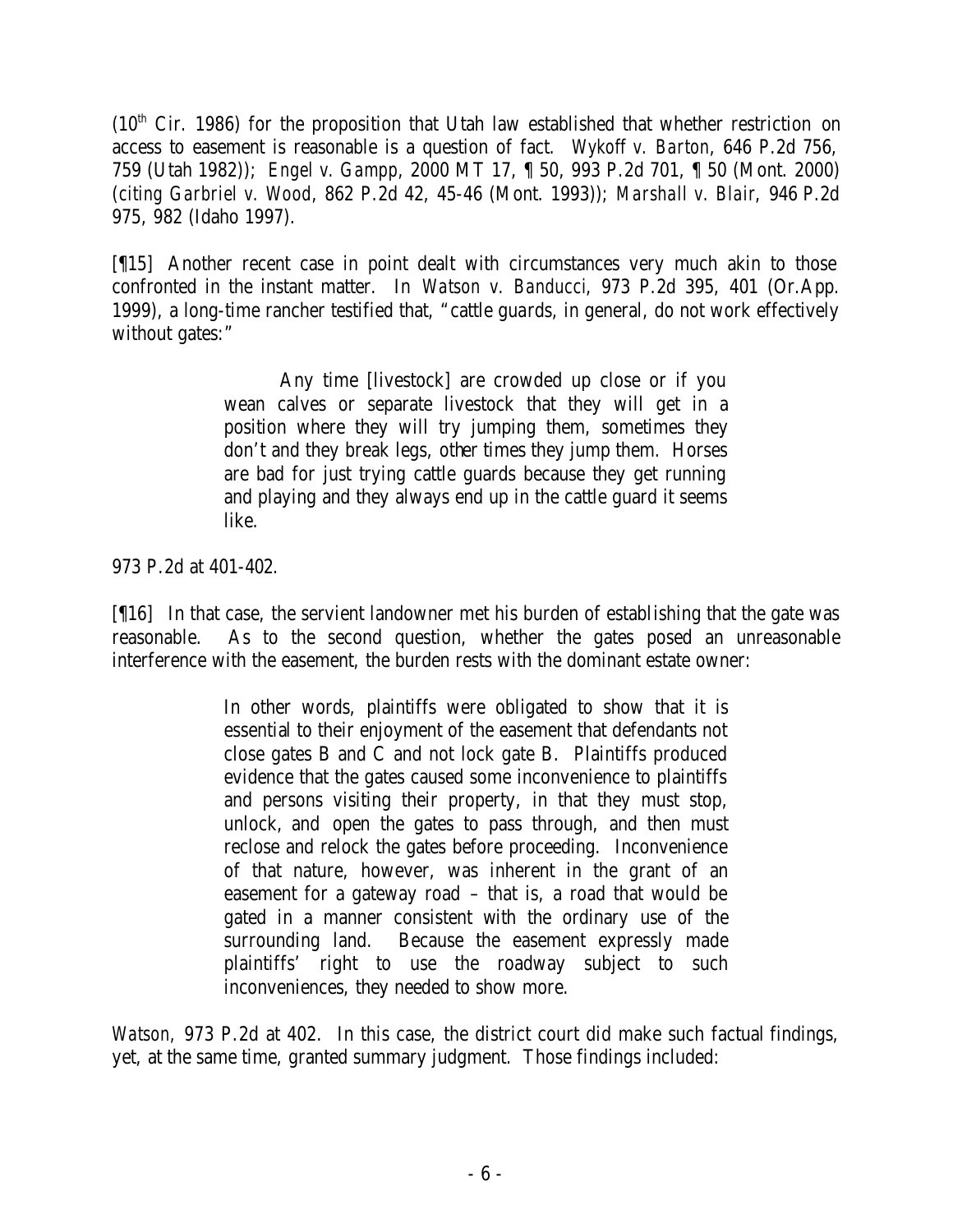(10th Cir. 1986) for the proposition that Utah law established that whether restriction on access to easement is reasonable is a question of fact. *Wykoff v. Barton*, 646 P.2d 756, 759 (Utah 1982)); *Engel v. Gampp*, 2000 MT 17, ¶ 50, 993 P.2d 701, ¶ 50 (Mont. 2000) (*citing Garbriel v. Wood*, 862 P.2d 42, 45-46 (Mont. 1993)); *Marshall v. Blair*, 946 P.2d 975, 982 (Idaho 1997).

[¶15] Another recent case in point dealt with circumstances very much akin to those confronted in the instant matter. In *Watson v. Banducci*, 973 P.2d 395, 401 (Or.App. 1999), a long-time rancher testified that, "cattle guards, in general, do not work effectively without gates:"

> Any time [livestock] are crowded up close or if you wean calves or separate livestock that they will get in a position where they will try jumping them, sometimes they don't and they break legs, other times they jump them. Horses are bad for just trying cattle guards because they get running and playing and they always end up in the cattle guard it seems like.

973 P.2d at 401-402.

[¶16] In that case, the servient landowner met his burden of establishing that the gate was reasonable. As to the second question, whether the gates posed an unreasonable interference with the easement, the burden rests with the dominant estate owner:

> In other words, plaintiffs were obligated to show that it is essential to their enjoyment of the easement that defendants not close gates B and C and not lock gate B. Plaintiffs produced evidence that the gates caused some inconvenience to plaintiffs and persons visiting their property, in that they must stop, unlock, and open the gates to pass through, and then must reclose and relock the gates before proceeding. Inconvenience of that nature, however, was inherent in the grant of an easement for a gateway road – that is, a road that would be gated in a manner consistent with the ordinary use of the surrounding land. Because the easement expressly made plaintiffs' right to use the roadway subject to such inconveniences, they needed to show more.

*Watson*, 973 P.2d at 402. In this case, the district court did make such factual findings, yet, at the same time, granted summary judgment. Those findings included: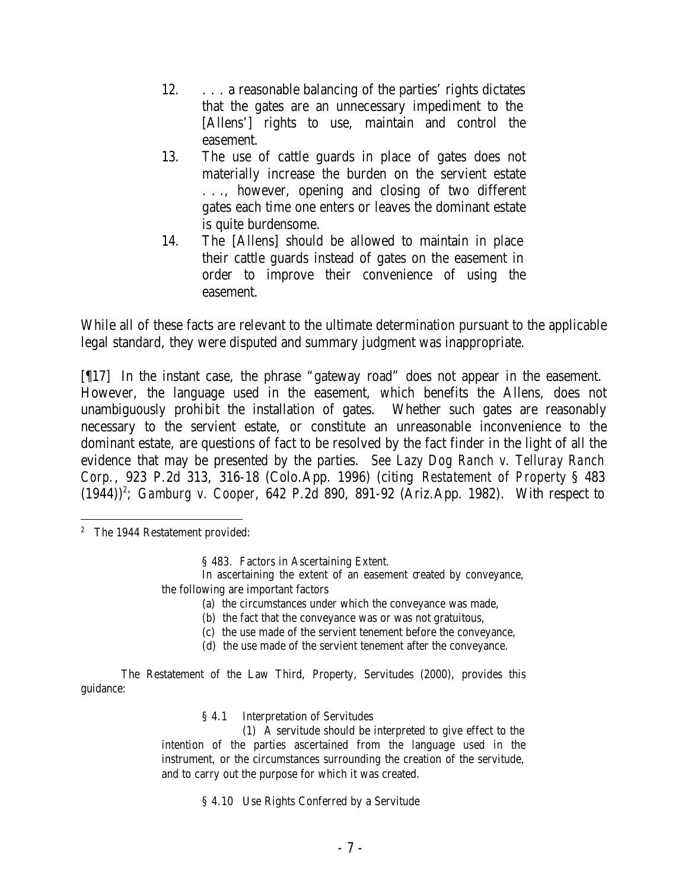12. . . . a reasonable balancing of the parties' rights dictates that the gates are an unnecessary impediment to the [Allens'] rights to use, maintain and control the easement.
13. The use of cattle guards in place of gates does not materially increase the burden on the servient estate . . ., however, opening and closing of two different gates each time one enters or leaves the dominant estate is quite burdensome.
14. The [Allens] should be allowed to maintain in place their cattle guards instead of gates on the easement in order to improve their convenience of using the easement.

While all of these facts are relevant to the ultimate determination pursuant to the applicable legal standard, they were disputed and summary judgment was inappropriate.

[¶17] In the instant case, the phrase "gateway road" does not appear in the easement. However, the language used in the easement, which benefits the Allens, does not unambiguously prohibit the installation of gates. Whether such gates are reasonably necessary to the servient estate, or constitute an unreasonable inconvenience to the dominant estate, are questions of fact to be resolved by the fact finder in the light of all the evidence that may be presented by the parties. *See Lazy Dog Ranch v. Telluray Ranch Corp.*, 923 P.2d 313, 316-18 (Colo.App. 1996) (citing *Restatement of Property* § 483 (1944))[2]; *Gamburg v. Cooper*, 642 P.2d 890, 891-92 (Ariz.App. 1982). With respect to

---

[2] The 1944 Restatement provided:

> § 483. Factors in Ascertaining Extent.
>
> In ascertaining the extent of an easement created by conveyance, the following are important factors
>
> (a) the circumstances under which the conveyance was made,
>
> (b) the fact that the conveyance was or was not gratuitous,
>
> (c) the use made of the servient tenement before the conveyance,
>
> (d) the use made of the servient tenement after the conveyance.

The *Restatement of the Law Third, Property, Servitudes* (2000), provides this guidance:

> § 4.1 Interpretation of Servitudes
>
> (1) A servitude should be interpreted to give effect to the intention of the parties ascertained from the language used in the instrument, or the circumstances surrounding the creation of the servitude, and to carry out the purpose for which it was created.
>
> § 4.10 Use Rights Conferred by a Servitude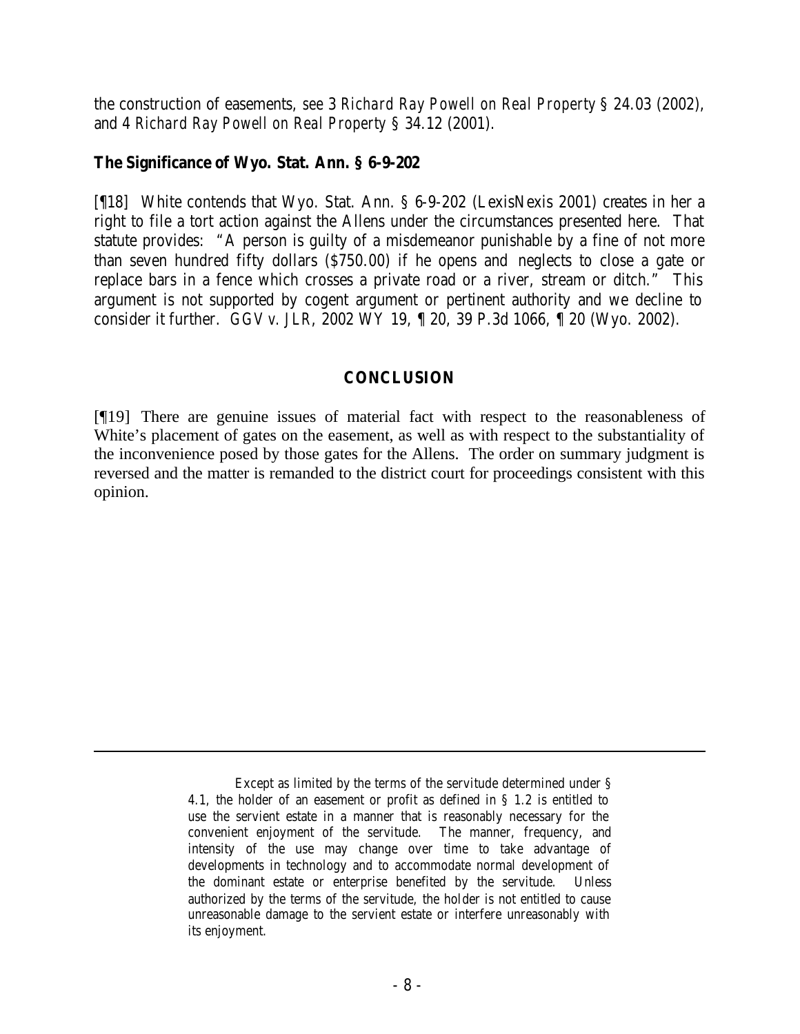the construction of easements, *see* 3 *Richard Ray Powell on Real Property* § 24.03 (2002), and 4 *Richard Ray Powell on Real Property* § 34.12 (2001).

**The Significance of Wyo. Stat. Ann. § 6-9-202**

[¶18] White contends that Wyo. Stat. Ann. § 6-9-202 (LexisNexis 2001) creates in her a right to file a tort action against the Allens under the circumstances presented here. That statute provides: "A person is guilty of a misdemeanor punishable by a fine of not more than seven hundred fifty dollars ($750.00) if he opens and neglects to close a gate or replace bars in a fence which crosses a private road or a river, stream or ditch." This argument is not supported by cogent argument or pertinent authority and we decline to consider it further. *GGV v. JLR*, 2002 WY 19, ¶ 20, 39 P.3d 1066, ¶ 20 (Wyo. 2002).

## CONCLUSION

[¶19] There are genuine issues of material fact with respect to the reasonableness of White's placement of gates on the easement, as well as with respect to the substantiality of the inconvenience posed by those gates for the Allens. The order on summary judgment is reversed and the matter is remanded to the district court for proceedings consistent with this opinion.

---

> Except as limited by the terms of the servitude determined under § 4.1, the holder of an easement or profit as defined in § 1.2 is entitled to use the servient estate in a manner that is reasonably necessary for the convenient enjoyment of the servitude. The manner, frequency, and intensity of the use may change over time to take advantage of developments in technology and to accommodate normal development of the dominant estate or enterprise benefited by the servitude. Unless authorized by the terms of the servitude, the holder is not entitled to cause unreasonable damage to the servient estate or interfere unreasonably with its enjoyment.